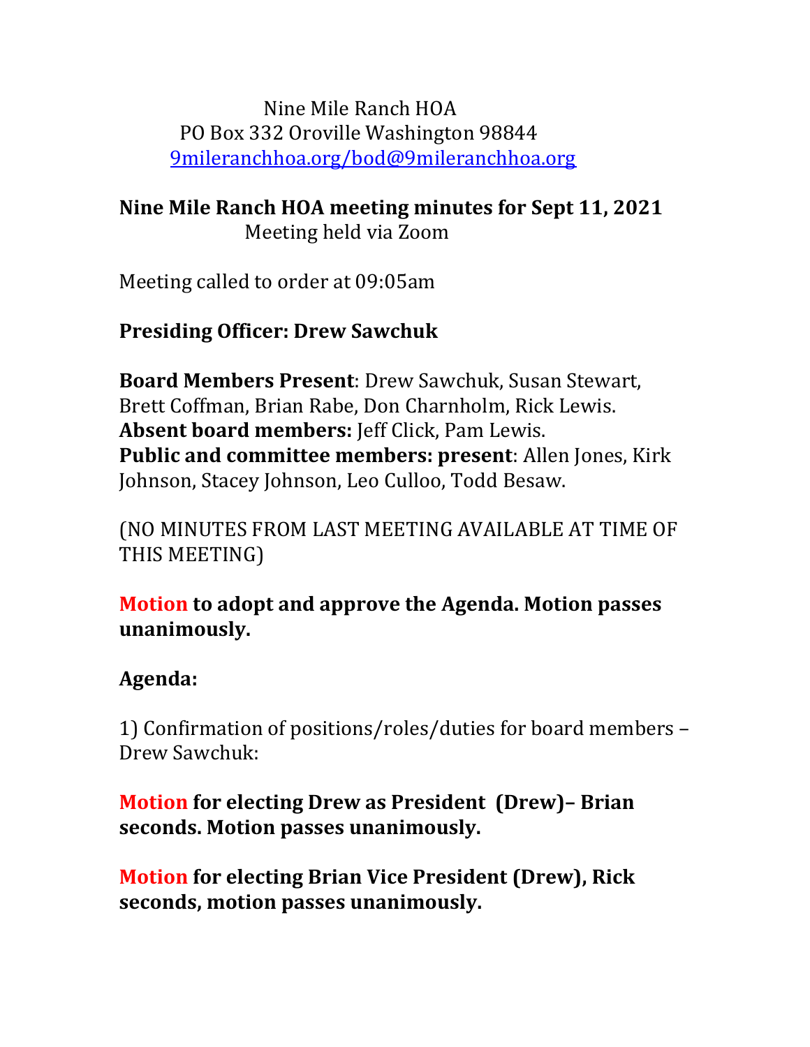Nine Mile Ranch HOA
PO Box 332 Oroville Washington 98844
9mileranchhoa.org/bod@9mileranchhoa.org

## Nine Mile Ranch HOA meeting minutes for Sept 11, 2021

Meeting held via Zoom

Meeting called to order at 09:05am

**Presiding Officer: Drew Sawchuk**

**Board Members Present**: Drew Sawchuk, Susan Stewart, Brett Coffman, Brian Rabe, Don Charnholm, Rick Lewis.
**Absent board members:** Jeff Click, Pam Lewis.
**Public and committee members: present**: Allen Jones, Kirk Johnson, Stacey Johnson, Leo Culloo, Todd Besaw.

(NO MINUTES FROM LAST MEETING AVAILABLE AT TIME OF THIS MEETING)

**Motion to adopt and approve the Agenda. Motion passes unanimously.**

**Agenda:**

1) Confirmation of positions/roles/duties for board members – Drew Sawchuk:

**Motion for electing Drew as President (Drew)– Brian seconds. Motion passes unanimously.**

**Motion for electing Brian Vice President (Drew), Rick seconds, motion passes unanimously.**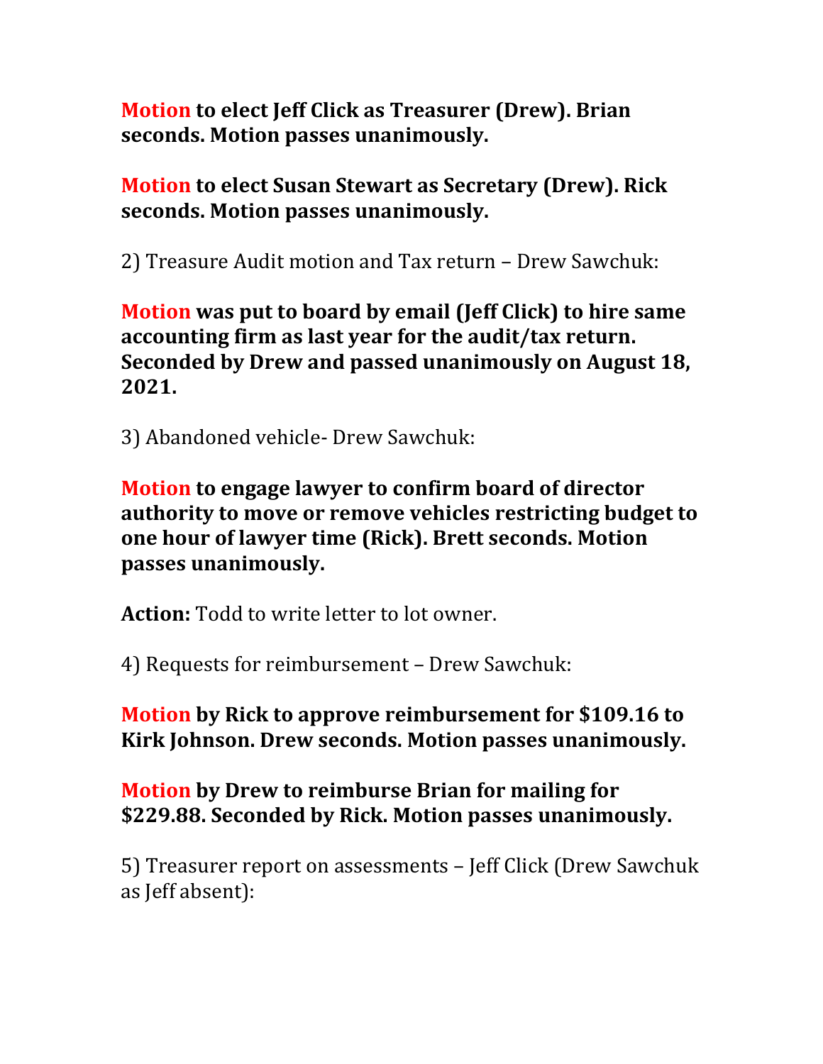**Motion to elect Jeff Click as Treasurer (Drew). Brian seconds. Motion passes unanimously.**

**Motion to elect Susan Stewart as Secretary (Drew). Rick seconds. Motion passes unanimously.**

2) Treasure Audit motion and Tax return – Drew Sawchuk:

**Motion was put to board by email (Jeff Click) to hire same accounting firm as last year for the audit/tax return. Seconded by Drew and passed unanimously on August 18, 2021.**

3) Abandoned vehicle- Drew Sawchuk:

**Motion to engage lawyer to confirm board of director authority to move or remove vehicles restricting budget to one hour of lawyer time (Rick). Brett seconds. Motion passes unanimously.**

**Action:** Todd to write letter to lot owner.

4) Requests for reimbursement – Drew Sawchuk:

**Motion by Rick to approve reimbursement for $109.16 to Kirk Johnson. Drew seconds. Motion passes unanimously.**

**Motion by Drew to reimburse Brian for mailing for $229.88. Seconded by Rick. Motion passes unanimously.**

5) Treasurer report on assessments – Jeff Click (Drew Sawchuk as Jeff absent):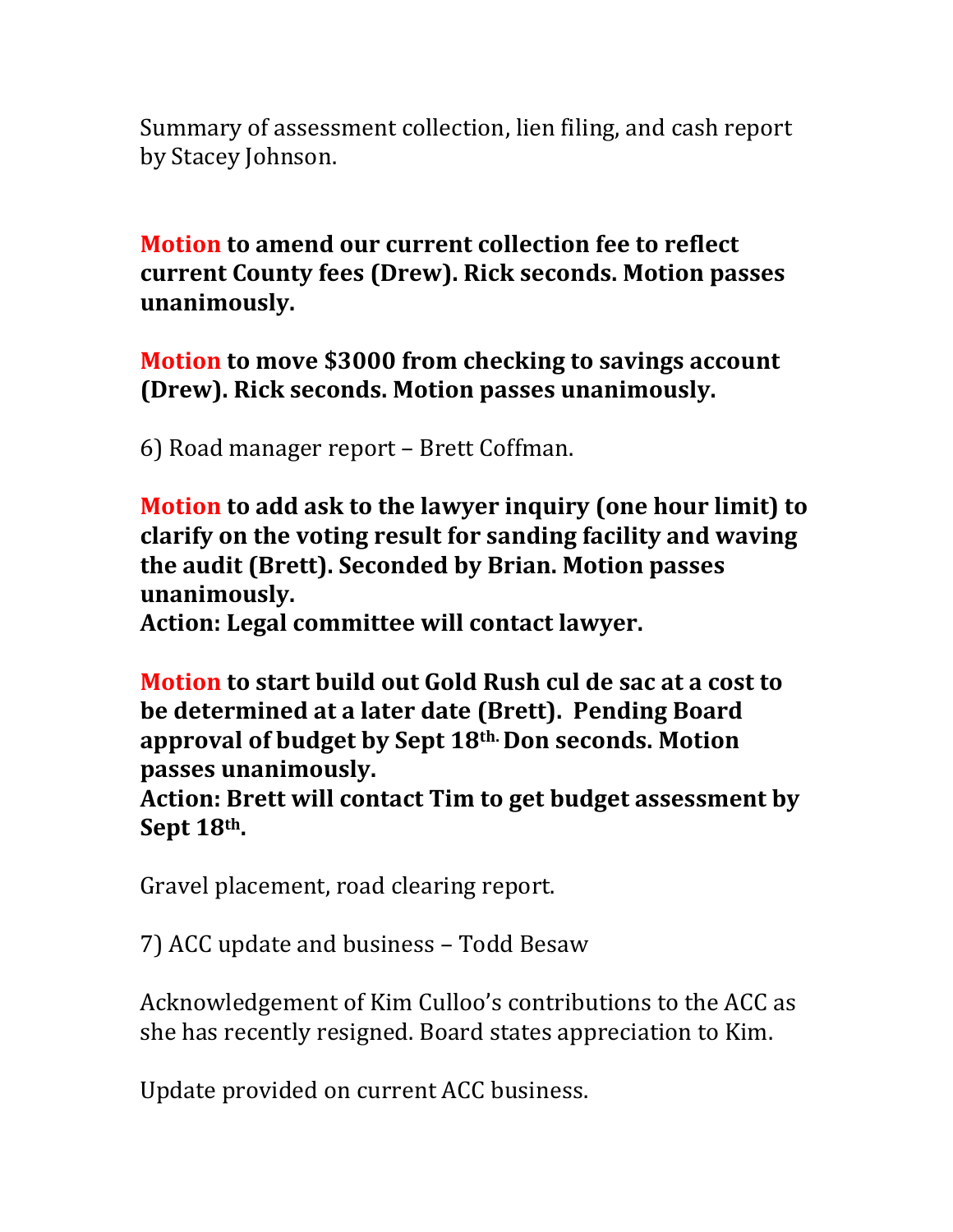Summary of assessment collection, lien filing, and cash report by Stacey Johnson.

**Motion to amend our current collection fee to reflect current County fees (Drew). Rick seconds. Motion passes unanimously.**

**Motion to move $3000 from checking to savings account (Drew). Rick seconds. Motion passes unanimously.**

6) Road manager report – Brett Coffman.

**Motion to add ask to the lawyer inquiry (one hour limit) to clarify on the voting result for sanding facility and waving the audit (Brett). Seconded by Brian. Motion passes unanimously.**
**Action: Legal committee will contact lawyer.**

**Motion to start build out Gold Rush cul de sac at a cost to be determined at a later date (Brett). Pending Board approval of budget by Sept 18th. Don seconds. Motion passes unanimously.**
**Action: Brett will contact Tim to get budget assessment by Sept 18th.**

Gravel placement, road clearing report.

7) ACC update and business – Todd Besaw

Acknowledgement of Kim Culloo's contributions to the ACC as she has recently resigned. Board states appreciation to Kim.

Update provided on current ACC business.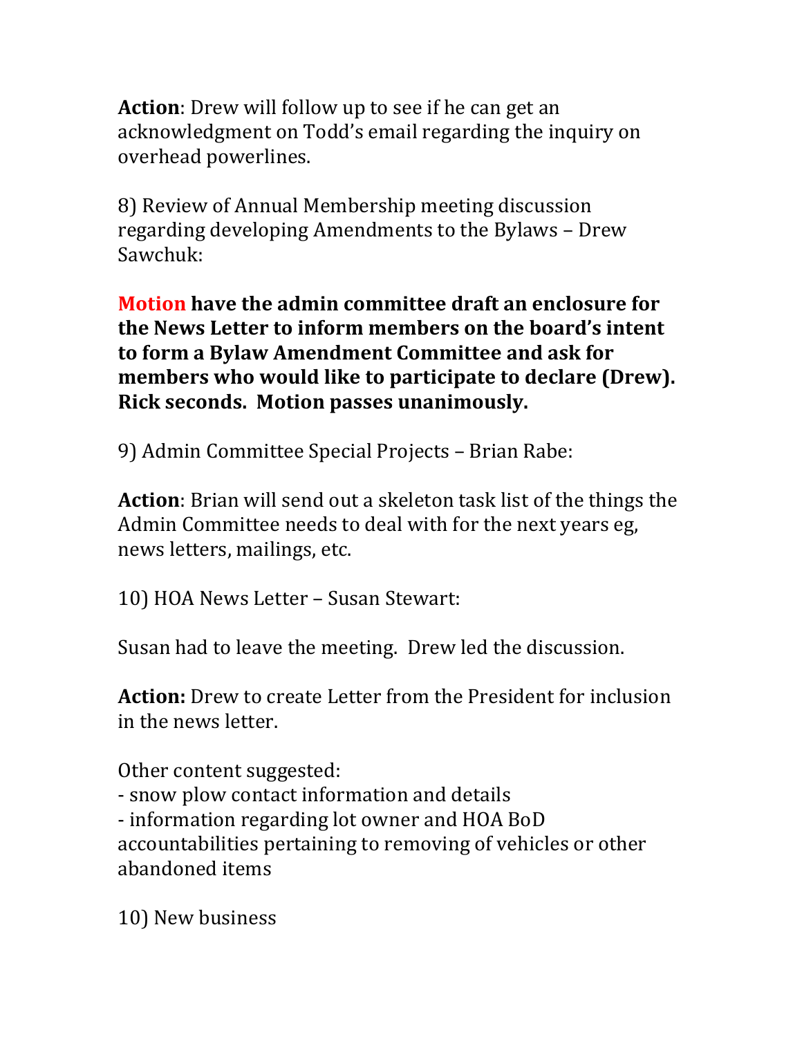**Action**: Drew will follow up to see if he can get an acknowledgment on Todd's email regarding the inquiry on overhead powerlines.

8) Review of Annual Membership meeting discussion regarding developing Amendments to the Bylaws – Drew Sawchuk:

**Motion have the admin committee draft an enclosure for the News Letter to inform members on the board's intent to form a Bylaw Amendment Committee and ask for members who would like to participate to declare (Drew). Rick seconds. Motion passes unanimously.**

9) Admin Committee Special Projects – Brian Rabe:

**Action**: Brian will send out a skeleton task list of the things the Admin Committee needs to deal with for the next years eg, news letters, mailings, etc.

10) HOA News Letter – Susan Stewart:

Susan had to leave the meeting. Drew led the discussion.

**Action:** Drew to create Letter from the President for inclusion in the news letter.

Other content suggested:
- snow plow contact information and details
- information regarding lot owner and HOA BoD accountabilities pertaining to removing of vehicles or other abandoned items

10) New business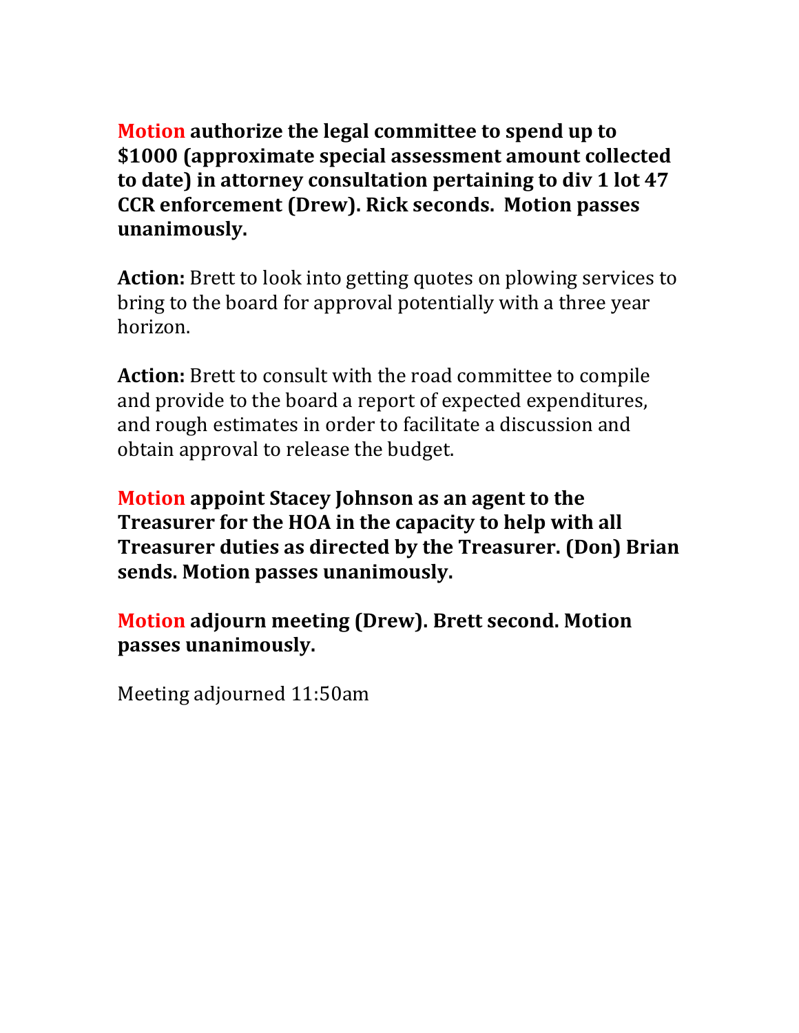**Motion authorize the legal committee to spend up to $1000 (approximate special assessment amount collected to date) in attorney consultation pertaining to div 1 lot 47 CCR enforcement (Drew). Rick seconds. Motion passes unanimously.**

**Action:** Brett to look into getting quotes on plowing services to bring to the board for approval potentially with a three year horizon.

**Action:** Brett to consult with the road committee to compile and provide to the board a report of expected expenditures, and rough estimates in order to facilitate a discussion and obtain approval to release the budget.

**Motion appoint Stacey Johnson as an agent to the Treasurer for the HOA in the capacity to help with all Treasurer duties as directed by the Treasurer. (Don) Brian sends. Motion passes unanimously.**

**Motion adjourn meeting (Drew). Brett second. Motion passes unanimously.**

Meeting adjourned 11:50am